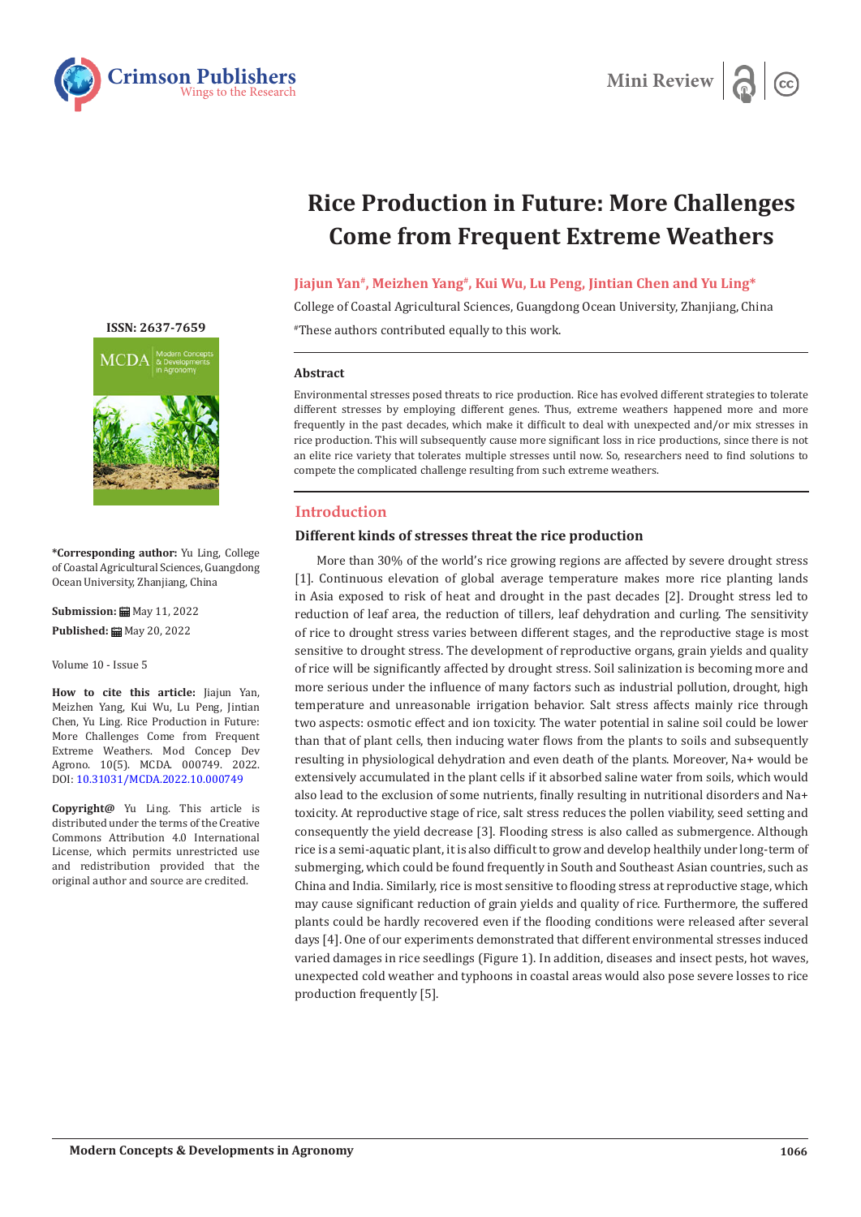Mini Review

# Rice Production in Future: More Challenges Come from Frequent Extreme Weathers

**Jiajun Yan#, Meizhen Yang#, Kui Wu, Lu Peng, Jintian Chen and Yu Ling***

College of Coastal Agricultural Sciences, Guangdong Ocean University, Zhanjiang, China

#These authors contributed equally to this work.

ISSN: 2637-7659

**\*Corresponding author:** Yu Ling, College of Coastal Agricultural Sciences, Guangdong Ocean University, Zhanjiang, China

**Submission:** May 11, 2022

**Published:** May 20, 2022

Volume 10 - Issue 5

**How to cite this article:** Jiajun Yan, Meizhen Yang, Kui Wu, Lu Peng, Jintian Chen, Yu Ling. Rice Production in Future: More Challenges Come from Frequent Extreme Weathers. Mod Concep Dev Agrono. 10(5). MCDA. 000749. 2022. DOI: 10.31031/MCDA.2022.10.000749

**Copyright@** Yu Ling. This article is distributed under the terms of the Creative Commons Attribution 4.0 International License, which permits unrestricted use and redistribution provided that the original author and source are credited.

### Abstract

Environmental stresses posed threats to rice production. Rice has evolved different strategies to tolerate different stresses by employing different genes. Thus, extreme weathers happened more and more frequently in the past decades, which make it difficult to deal with unexpected and/or mix stresses in rice production. This will subsequently cause more significant loss in rice productions, since there is not an elite rice variety that tolerates multiple stresses until now. So, researchers need to find solutions to compete the complicated challenge resulting from such extreme weathers.

## Introduction

### Different kinds of stresses threat the rice production

More than 30% of the world's rice growing regions are affected by severe drought stress [1]. Continuous elevation of global average temperature makes more rice planting lands in Asia exposed to risk of heat and drought in the past decades [2]. Drought stress led to reduction of leaf area, the reduction of tillers, leaf dehydration and curling. The sensitivity of rice to drought stress varies between different stages, and the reproductive stage is most sensitive to drought stress. The development of reproductive organs, grain yields and quality of rice will be significantly affected by drought stress. Soil salinization is becoming more and more serious under the influence of many factors such as industrial pollution, drought, high temperature and unreasonable irrigation behavior. Salt stress affects mainly rice through two aspects: osmotic effect and ion toxicity. The water potential in saline soil could be lower than that of plant cells, then inducing water flows from the plants to soils and subsequently resulting in physiological dehydration and even death of the plants. Moreover, $Na^+$ would be extensively accumulated in the plant cells if it absorbed saline water from soils, which would also lead to the exclusion of some nutrients, finally resulting in nutritional disorders and $Na^+$ toxicity. At reproductive stage of rice, salt stress reduces the pollen viability, seed setting and consequently the yield decrease [3]. Flooding stress is also called as submergence. Although rice is a semi-aquatic plant, it is also difficult to grow and develop healthily under long-term of submerging, which could be found frequently in South and Southeast Asian countries, such as China and India. Similarly, rice is most sensitive to flooding stress at reproductive stage, which may cause significant reduction of grain yields and quality of rice. Furthermore, the suffered plants could be hardly recovered even if the flooding conditions were released after several days [4]. One of our experiments demonstrated that different environmental stresses induced varied damages in rice seedlings (Figure 1). In addition, diseases and insect pests, hot waves, unexpected cold weather and typhoons in coastal areas would also pose severe losses to rice production frequently [5].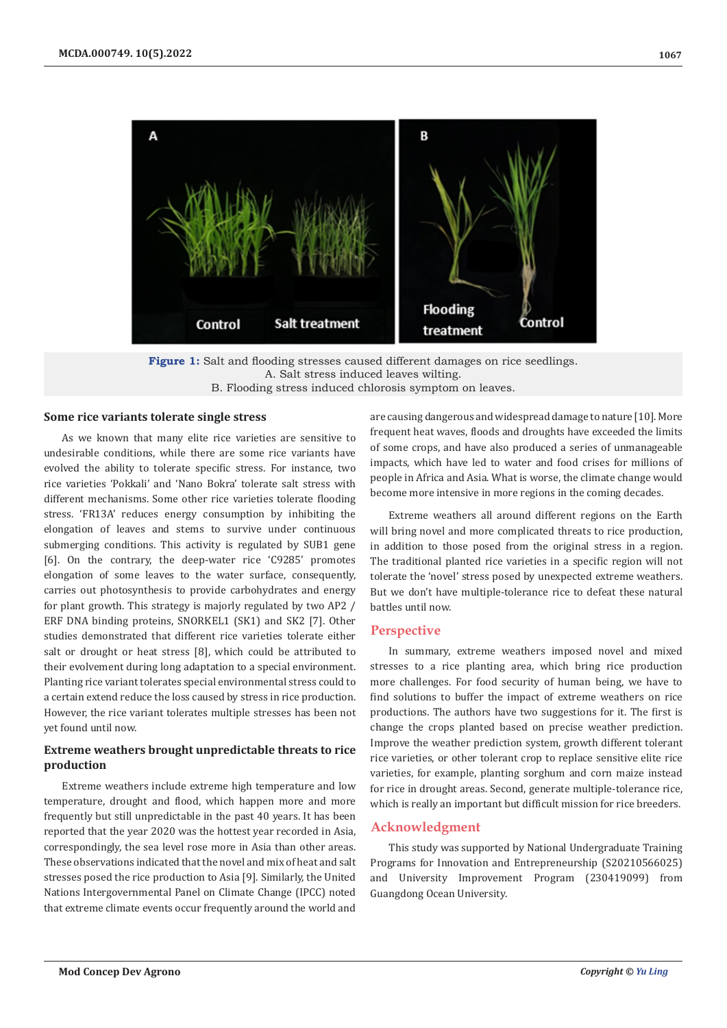Figure 1: Salt and flooding stresses caused different damages on rice seedlings.
A. Salt stress induced leaves wilting.
B. Flooding stress induced chlorosis symptom on leaves.

## Some rice variants tolerate single stress

As we known that many elite rice varieties are sensitive to undesirable conditions, while there are some rice variants have evolved the ability to tolerate specific stress. For instance, two rice varieties 'Pokkali' and 'Nano Bokra' tolerate salt stress with different mechanisms. Some other rice varieties tolerate flooding stress. 'FR13A' reduces energy consumption by inhibiting the elongation of leaves and stems to survive under continuous submerging conditions. This activity is regulated by SUB1 gene [6]. On the contrary, the deep-water rice 'C9285' promotes elongation of some leaves to the water surface, consequently, carries out photosynthesis to provide carbohydrates and energy for plant growth. This strategy is majorly regulated by two AP2 / ERF DNA binding proteins, SNORKEL1 (SK1) and SK2 [7]. Other studies demonstrated that different rice varieties tolerate either salt or drought or heat stress [8], which could be attributed to their evolvement during long adaptation to a special environment. Planting rice variant tolerates special environmental stress could to a certain extend reduce the loss caused by stress in rice production. However, the rice variant tolerates multiple stresses has been not yet found until now.

## Extreme weathers brought unpredictable threats to rice production

Extreme weathers include extreme high temperature and low temperature, drought and flood, which happen more and more frequently but still unpredictable in the past 40 years. It has been reported that the year 2020 was the hottest year recorded in Asia, correspondingly, the sea level rose more in Asia than other areas. These observations indicated that the novel and mix of heat and salt stresses posed the rice production to Asia [9]. Similarly, the United Nations Intergovernmental Panel on Climate Change (IPCC) noted that extreme climate events occur frequently around the world and are causing dangerous and widespread damage to nature [10]. More frequent heat waves, floods and droughts have exceeded the limits of some crops, and have also produced a series of unmanageable impacts, which have led to water and food crises for millions of people in Africa and Asia. What is worse, the climate change would become more intensive in more regions in the coming decades.

Extreme weathers all around different regions on the Earth will bring novel and more complicated threats to rice production, in addition to those posed from the original stress in a region. The traditional planted rice varieties in a specific region will not tolerate the 'novel' stress posed by unexpected extreme weathers. But we don't have multiple-tolerance rice to defeat these natural battles until now.

## Perspective

In summary, extreme weathers imposed novel and mixed stresses to a rice planting area, which bring rice production more challenges. For food security of human being, we have to find solutions to buffer the impact of extreme weathers on rice productions. The authors have two suggestions for it. The first is change the crops planted based on precise weather prediction. Improve the weather prediction system, growth different tolerant rice varieties, or other tolerant crop to replace sensitive elite rice varieties, for example, planting sorghum and corn maize instead for rice in drought areas. Second, generate multiple-tolerance rice, which is really an important but difficult mission for rice breeders.

## Acknowledgment

This study was supported by National Undergraduate Training Programs for Innovation and Entrepreneurship (S20210566025) and University Improvement Program (230419099) from Guangdong Ocean University.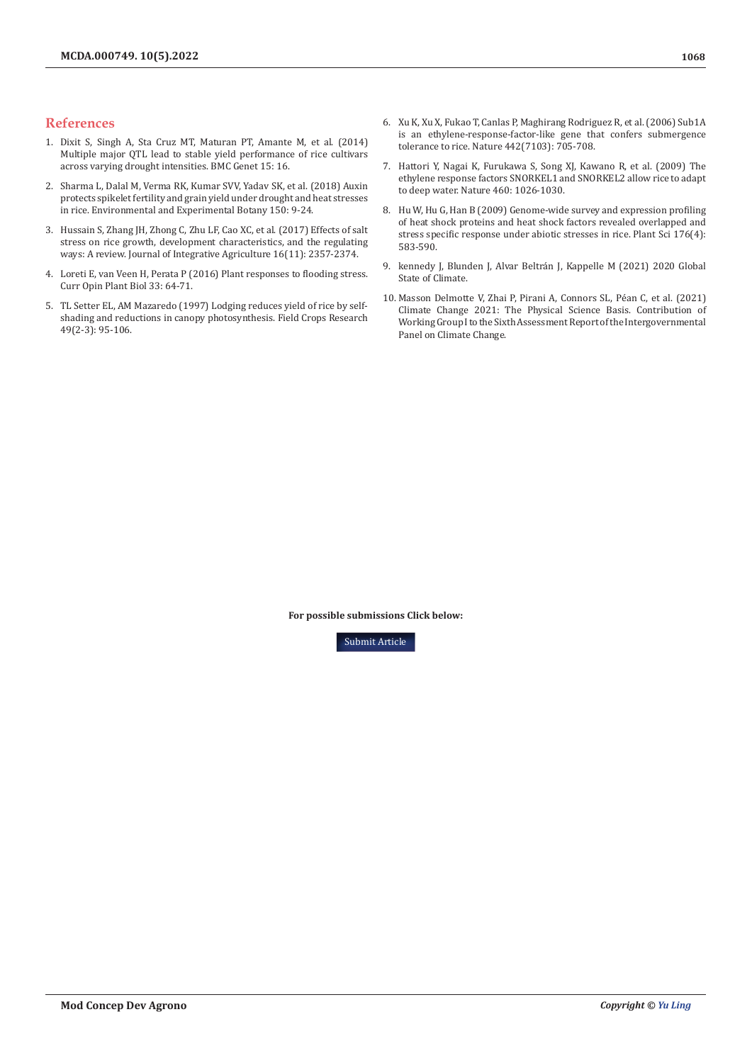## References

1. Dixit S, Singh A, Sta Cruz MT, Maturan PT, Amante M, et al. (2014) Multiple major QTL lead to stable yield performance of rice cultivars across varying drought intensities. BMC Genet 15: 16.
2. Sharma L, Dalal M, Verma RK, Kumar SVV, Yadav SK, et al. (2018) Auxin protects spikelet fertility and grain yield under drought and heat stresses in rice. Environmental and Experimental Botany 150: 9-24.
3. Hussain S, Zhang JH, Zhong C, Zhu LF, Cao XC, et al. (2017) Effects of salt stress on rice growth, development characteristics, and the regulating ways: A review. Journal of Integrative Agriculture 16(11): 2357-2374.
4. Loreti E, van Veen H, Perata P (2016) Plant responses to flooding stress. Curr Opin Plant Biol 33: 64-71.
5. TL Setter EL, AM Mazaredo (1997) Lodging reduces yield of rice by self-shading and reductions in canopy photosynthesis. Field Crops Research 49(2-3): 95-106.
6. Xu K, Xu X, Fukao T, Canlas P, Maghirang Rodriguez R, et al. (2006) Sub1A is an ethylene-response-factor-like gene that confers submergence tolerance to rice. Nature 442(7103): 705-708.
7. Hattori Y, Nagai K, Furukawa S, Song XJ, Kawano R, et al. (2009) The ethylene response factors SNORKEL1 and SNORKEL2 allow rice to adapt to deep water. Nature 460: 1026-1030.
8. Hu W, Hu G, Han B (2009) Genome-wide survey and expression profiling of heat shock proteins and heat shock factors revealed overlapped and stress specific response under abiotic stresses in rice. Plant Sci 176(4): 583-590.
9. kennedy J, Blunden J, Alvar Beltrán J, Kappelle M (2021) 2020 Global State of Climate.
10. Masson Delmotte V, Zhai P, Pirani A, Connors SL, Péan C, et al. (2021) Climate Change 2021: The Physical Science Basis. Contribution of Working Group I to the Sixth Assessment Report of the Intergovernmental Panel on Climate Change.

**For possible submissions Click below:**

Submit Article